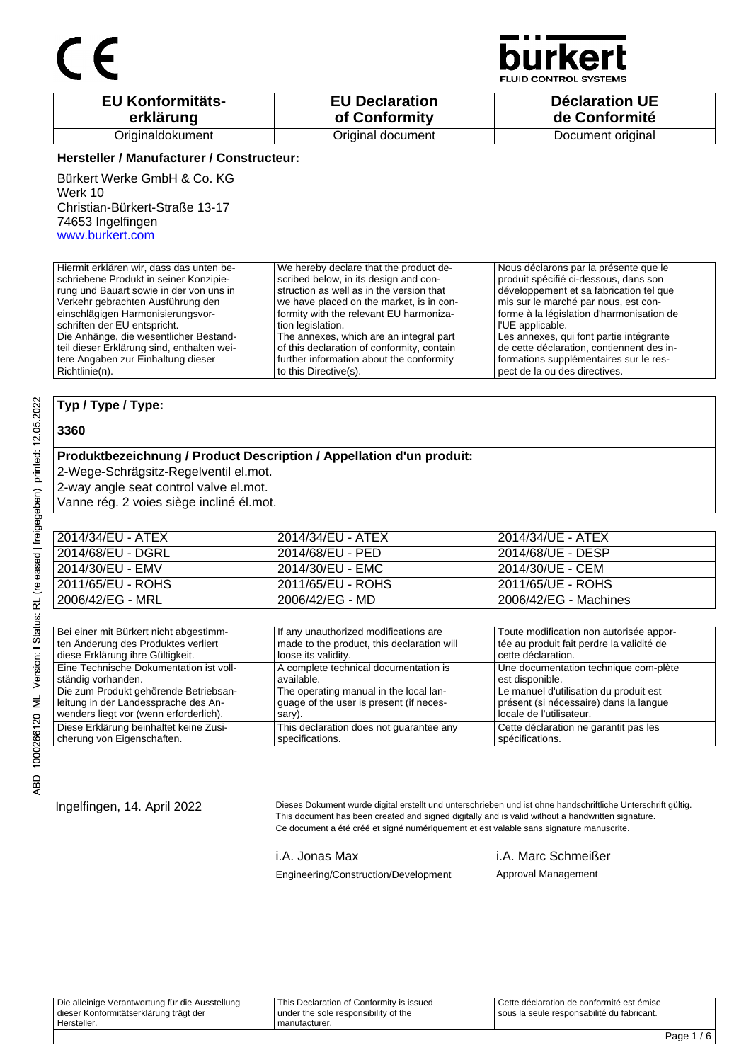CE

**bürkert**
FLUID CONTROL SYSTEMS

| EU Konformitäts-erklärung | EU Declaration of Conformity | Déclaration UE de Conformité |
|---|---|---|
| Originaldokument | Original document | Document original |

**Hersteller / Manufacturer / Constructeur:**

Bürkert Werke GmbH & Co. KG
Werk 10
Christian-Bürkert-Straße 13-17
74653 Ingelfingen
www.burkert.com

| | | |
|---|---|---|
| Hiermit erklären wir, dass das unten beschriebene Produkt in seiner Konzipierung und Bauart sowie in der von uns in Verkehr gebrachten Ausführung den einschlägigen Harmonisierungsvorschriften der EU entspricht. Die Anhänge, die wesentlicher Bestandteil dieser Erklärung sind, enthalten weitere Angaben zur Einhaltung dieser Richtlinie(n). | We hereby declare that the product described below, in its design and construction as well as in the version that we have placed on the market, is in conformity with the relevant EU harmonization legislation. The annexes, which are an integral part of this declaration of conformity, contain further information about the conformity to this Directive(s). | Nous déclarons par la présente que le produit spécifié ci-dessous, dans son développement et sa fabrication tel que mis sur le marché par nous, est conforme à la législation d'harmonisation de l'UE applicable. Les annexes, qui font partie intégrante de cette déclaration, contiennent des informations supplémentaires sur le respect de la ou des directives. |

**Typ / Type / Type:**

**3360**

**Produktbezeichnung / Product Description / Appellation d'un produit:**

2-Wege-Schrägsitz-Regelventil el.mot.
2-way angle seat control valve el.mot.
Vanne rég. 2 voies siège incliné él.mot.

| | | |
|---|---|---|
| 2014/34/EU - ATEX | 2014/34/EU - ATEX | 2014/34/UE - ATEX |
| 2014/68/EU - DGRL | 2014/68/EU - PED | 2014/68/UE - DESP |
| 2014/30/EU - EMV | 2014/30/EU - EMC | 2014/30/UE - CEM |
| 2011/65/EU - ROHS | 2011/65/EU - ROHS | 2011/65/UE - ROHS |
| 2006/42/EG - MRL | 2006/42/EG - MD | 2006/42/EG - Machines |

| | | |
|---|---|---|
| Bei einer mit Bürkert nicht abgestimmten Änderung des Produktes verliert diese Erklärung ihre Gültigkeit. | If any unauthorized modifications are made to the product, this declaration will loose its validity. | Toute modification non autorisée apportée au produit fait perdre la validité de cette déclaration. |
| Eine Technische Dokumentation ist vollständig vorhanden. Die zum Produkt gehörende Betriebsanleitung in der Landessprache des Anwenders liegt vor (wenn erforderlich). | A complete technical documentation is available. The operating manual in the local language of the user is present (if necessary). | Une documentation technique com-plète est disponible. Le manuel d'utilisation du produit est présent (si nécessaire) dans la langue locale de l'utilisateur. |
| Diese Erklärung beinhaltet keine Zusicherung von Eigenschaften. | This declaration does not guarantee any specifications. | Cette déclaration ne garantit pas les spécifications. |

Ingelfingen, 14. April 2022

Dieses Dokument wurde digital erstellt und unterschrieben und ist ohne handschriftliche Unterschrift gültig.
This document has been created and signed digitally and is valid without a handwritten signature.
Ce document a été créé et signé numériquement et est valable sans signature manuscrite.

i.A. Jonas Max
Engineering/Construction/Development

i.A. Marc Schmeißer
Approval Management

ABD 1000266120 ML Version: I Status: RL (released | freigegeben) printed: 12.05.2022

| | | |
|---|---|---|
| Die alleinige Verantwortung für die Ausstellung dieser Konformitätserklärung trägt der Hersteller. | This Declaration of Conformity is issued under the sole responsibility of the manufacturer. | Cette déclaration de conformité est émise sous la seule responsabilité du fabricant. |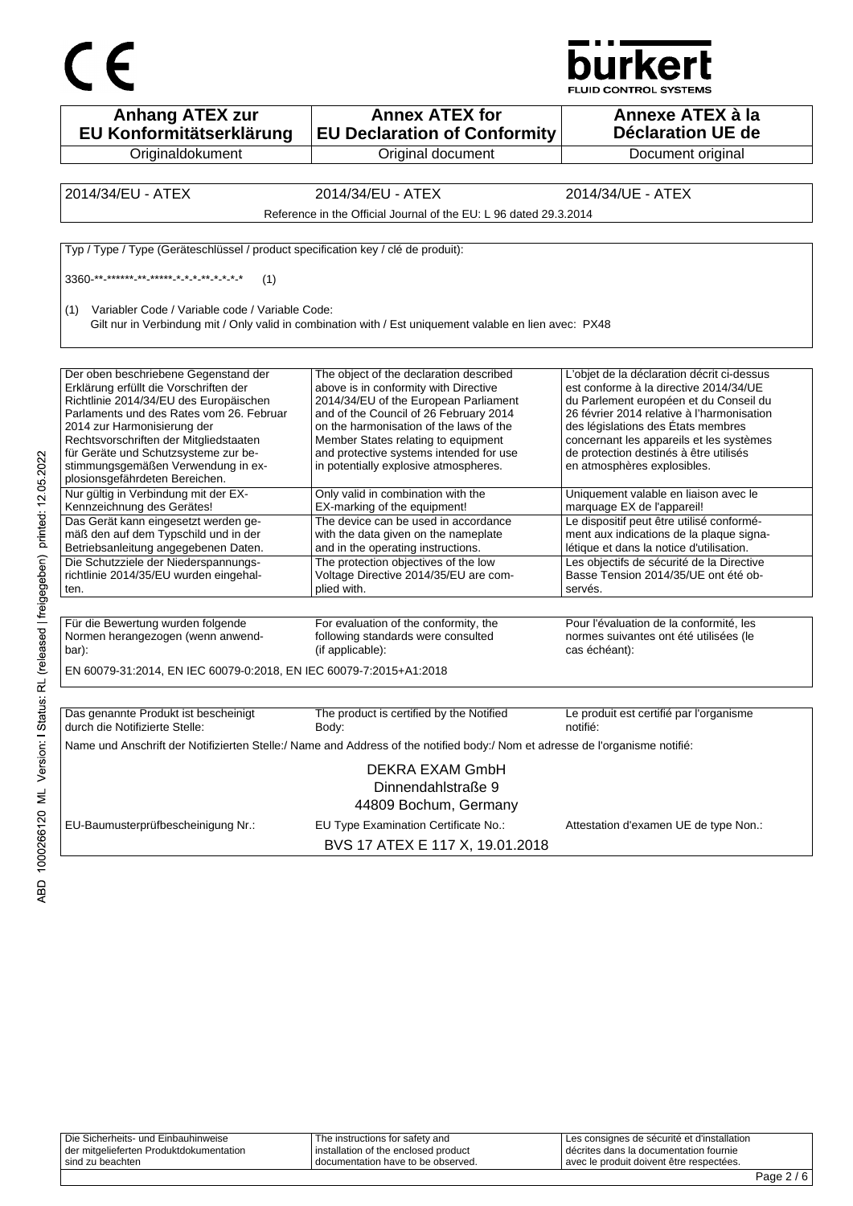| Anhang ATEX zur EU Konformitätserklärung | Annex ATEX for EU Declaration of Conformity | Annexe ATEX à la Déclaration UE de |
|---|---|---|
| Originaldokument | Original document | Document original |

| 2014/34/EU - ATEX | 2014/34/EU - ATEX | 2014/34/UE - ATEX |
|---|---|---|

Reference in the Official Journal of the EU: L 96 dated 29.3.2014

Typ / Type / Type (Geräteschlüssel / product specification key / clé de produit):

3360-**-******-**-*****-*-*-*-**-*-*-*-*     (1)

(1) Variabler Code / Variable code / Variable Code:
Gilt nur in Verbindung mit / Only valid in combination with / Est uniquement valable en lien avec: PX48

| | | |
|---|---|---|
| Der oben beschriebene Gegenstand der Erklärung erfüllt die Vorschriften der Richtlinie 2014/34/EU des Europäischen Parlaments und des Rates vom 26. Februar 2014 zur Harmonisierung der Rechtsvorschriften der Mitgliedstaaten für Geräte und Schutzsysteme zur bestimmungsgemäßen Verwendung in explosionsgefährdeten Bereichen. | The object of the declaration described above is in conformity with Directive 2014/34/EU of the European Parliament and of the Council of 26 February 2014 on the harmonisation of the laws of the Member States relating to equipment and protective systems intended for use in potentially explosive atmospheres. | L'objet de la déclaration décrit ci-dessus est conforme à la directive 2014/34/UE du Parlement européen et du Conseil du 26 février 2014 relative à l'harmonisation des législations des États membres concernant les appareils et les systèmes de protection destinés à être utilisés en atmosphères explosibles. |
| Nur gültig in Verbindung mit der EX-Kennzeichnung des Gerätes! | Only valid in combination with the EX-marking of the equipment! | Uniquement valable en liaison avec le marquage EX de l'appareil! |
| Das Gerät kann eingesetzt werden gemäß den auf dem Typschild und in der Betriebsanleitung angegebenen Daten. | The device can be used in accordance with the data given on the nameplate and in the operating instructions. | Le dispositif peut être utilisé conformément aux indications de la plaque signalétique et dans la notice d'utilisation. |
| Die Schutzziele der Niederspannungsrichtlinie 2014/35/EU wurden eingehalten. | The protection objectives of the low Voltage Directive 2014/35/EU are complied with. | Les objectifs de sécurité de la Directive Basse Tension 2014/35/UE ont été observés. |

| | | |
|---|---|---|
| Für die Bewertung wurden folgende Normen herangezogen (wenn anwendbar): | For evaluation of the conformity, the following standards were consulted (if applicable): | Pour l'évaluation de la conformité, les normes suivantes ont été utilisées (le cas échéant): |

EN 60079-31:2014, EN IEC 60079-0:2018, EN IEC 60079-7:2015+A1:2018

| | | |
|---|---|---|
| Das genannte Produkt ist bescheinigt durch die Notifizierte Stelle: | The product is certified by the Notified Body: | Le produit est certifié par l'organisme notifié: |

Name und Anschrift der Notifizierten Stelle:/ Name and Address of the notified body:/ Nom et adresse de l'organisme notifié:

DEKRA EXAM GmbH
Dinnendahlstraße 9
44809 Bochum, Germany

| | | |
|---|---|---|
| EU-Baumusterprüfbescheinigung Nr.: | EU Type Examination Certificate No.: | Attestation d'examen UE de type Non.: |

BVS 17 ATEX E 117 X, 19.01.2018

| | | |
|---|---|---|
| Die Sicherheits- und Einbauhinweise der mitgelieferten Produktdokumentation sind zu beachten | The instructions for safety and installation of the enclosed product documentation have to be observed. | Les consignes de sécurité et d'installation décrites dans la documentation fournie avec le produit doivent être respectées. |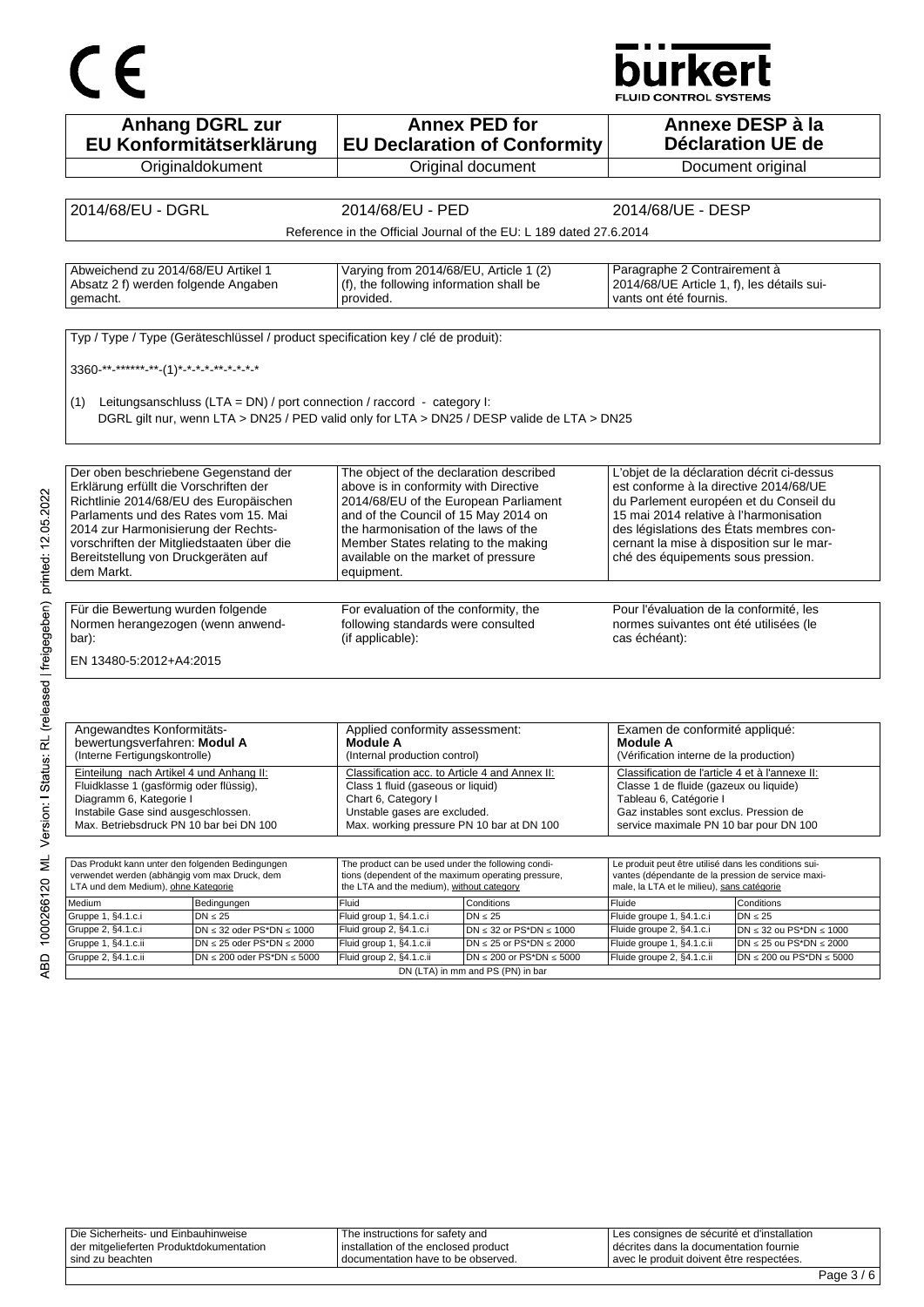# CE

**bürkert**
FLUID CONTROL SYSTEMS

| **Anhang DGRL zur EU Konformitätserklärung** | **Annex PED for EU Declaration of Conformity** | **Annexe DESP à la Déclaration UE de** |
|---|---|---|
| Originaldokument | Original document | Document original |

| 2014/68/EU - DGRL | 2014/68/EU - PED | 2014/68/UE - DESP |
|---|---|---|
| | Reference in the Official Journal of the EU: L 189 dated 27.6.2014 | |

| Abweichend zu 2014/68/EU Artikel 1 Absatz 2 f) werden folgende Angaben gemacht. | Varying from 2014/68/EU, Article 1 (2) (f), the following information shall be provided. | Paragraphe 2 Contrairement à 2014/68/UE Article 1, f), les détails suivants ont été fournis. |
|---|---|---|

Typ / Type / Type (Geräteschlüssel / product specification key / clé de produit):

3360-**-******-**-(1)*-*-*-*-**-*-*-*-*

(1) Leitungsanschluss (LTA = DN) / port connection / raccord - category I:
DGRL gilt nur, wenn LTA > DN25 / PED valid only for LTA > DN25 / DESP valide de LTA > DN25

| Der oben beschriebene Gegenstand der Erklärung erfüllt die Vorschriften der Richtlinie 2014/68/EU des Europäischen Parlaments und des Rates vom 15. Mai 2014 zur Harmonisierung der Rechtsvorschriften der Mitgliedstaaten über die Bereitstellung von Druckgeräten auf dem Markt. | The object of the declaration described above is in conformity with Directive 2014/68/EU of the European Parliament and of the Council of 15 May 2014 on the harmonisation of the laws of the Member States relating to the making available on the market of pressure equipment. | L'objet de la déclaration décrit ci-dessus est conforme à la directive 2014/68/UE du Parlement européen et du Conseil du 15 mai 2014 relative à l'harmonisation des législations des États membres concernant la mise à disposition sur le marché des équipements sous pression. |
|---|---|---|

| Für die Bewertung wurden folgende Normen herangezogen (wenn anwendbar): | For evaluation of the conformity, the following standards were consulted (if applicable): | Pour l'évaluation de la conformité, les normes suivantes ont été utilisées (le cas échéant): |
|---|---|---|

EN 13480-5:2012+A4:2015

| Angewandtes Konformitätsbewertungsverfahren: **Modul A** (Interne Fertigungskontrolle) | Applied conformity assessment: **Module A** (Internal production control) | Examen de conformité appliqué: **Module A** (Vérification interne de la production) |
|---|---|---|
| Einteilung nach Artikel 4 und Anhang II: Fluidklasse 1 (gasförmig oder flüssig), Diagramm 6, Kategorie I Instabile Gase sind ausgeschlossen. Max. Betriebsdruck PN 10 bar bei DN 100 | Classification acc. to Article 4 and Annex II: Class 1 fluid (gaseous or liquid) Chart 6, Category I Unstable gases are excluded. Max. working pressure PN 10 bar at DN 100 | Classification de l'article 4 et à l'annexe II: Classe 1 de fluide (gazeux ou liquide) Tableau 6, Catégorie I Gaz instables sont exclus. Pression de service maximale PN 10 bar pour DN 100 |

| Das Produkt kann unter den folgenden Bedingungen verwendet werden (abhängig vom max Druck, dem LTA und dem Medium), ohne Kategorie | | The product can be used under the following conditions (dependent of the maximum operating pressure, the LTA and the medium), without category | | Le produit peut être utilisé dans les conditions suivantes (dépendante de la pression de service maximale, la LTA et le milieu), sans catégorie | |
|---|---|---|---|---|---|
| Medium | Bedingungen | Fluid | Conditions | Fluide | Conditions |
| Gruppe 1, §4.1.c.i | DN ≤ 25 | Fluid group 1, §4.1.c.i | DN ≤ 25 | Fluide groupe 1, §4.1.c.i | DN ≤ 25 |
| Gruppe 2, §4.1.c.i | DN ≤ 32 oder PS*DN ≤ 1000 | Fluid group 2, §4.1.c.i | DN ≤ 32 or PS*DN ≤ 1000 | Fluide groupe 2, §4.1.c.i | DN ≤ 32 ou PS*DN ≤ 1000 |
| Gruppe 1, §4.1.c.ii | DN ≤ 25 oder PS*DN ≤ 2000 | Fluid group 1, §4.1.c.ii | DN ≤ 25 or PS*DN ≤ 2000 | Fluide groupe 1, §4.1.c.ii | DN ≤ 25 ou PS*DN ≤ 2000 |
| Gruppe 2, §4.1.c.ii | DN ≤ 200 oder PS*DN ≤ 5000 | Fluid group 2, §4.1.c.ii | DN ≤ 200 or PS*DN ≤ 5000 | Fluide groupe 2, §4.1.c.ii | DN ≤ 200 ou PS*DN ≤ 5000 |

DN (LTA) in mm and PS (PN) in bar

| Die Sicherheits- und Einbauhinweise der mitgelieferten Produktdokumentation sind zu beachten | The instructions for safety and installation of the enclosed product documentation have to be observed. | Les consignes de sécurité et d'installation décrites dans la documentation fournie avec le produit doivent être respectées. |
|---|---|---|

ABD 1000266120 ML Version: I Status: RL (released | freigegeben) printed: 12.05.2022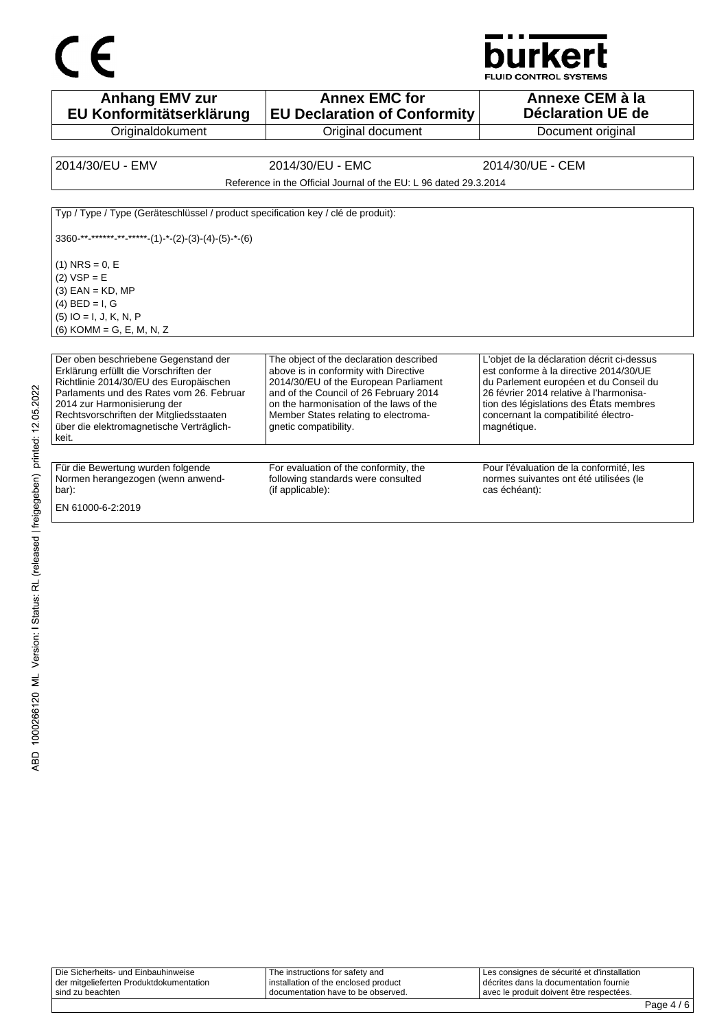| Anhang EMV zur EU Konformitätserklärung | Annex EMC for EU Declaration of Conformity | Annexe CEM à la Déclaration UE de |
| --- | --- | --- |
| Originaldokument | Original document | Document original |

| 2014/30/EU - EMV | 2014/30/EU - EMC | 2014/30/UE - CEM |
| --- | --- | --- |

Reference in the Official Journal of the EU: L 96 dated 29.3.2014

Typ / Type / Type (Geräteschlüssel / product specification key / clé de produit):

3360-**-******-**-*****-(1)-*-(2)-(3)-(4)-(5)-*-(6)

(1) NRS = 0, E
(2) VSP = E
(3) EAN = KD, MP
(4) BED = I, G
(5) IO = I, J, K, N, P
(6) KOMM = G, E, M, N, Z

| Der oben beschriebene Gegenstand der Erklärung erfüllt die Vorschriften der Richtlinie 2014/30/EU des Europäischen Parlaments und des Rates vom 26. Februar 2014 zur Harmonisierung der Rechtsvorschriften der Mitgliedsstaaten über die elektromagnetische Verträglichkeit. | The object of the declaration described above is in conformity with Directive 2014/30/EU of the European Parliament and of the Council of 26 February 2014 on the harmonisation of the laws of the Member States relating to electromagnetic compatibility. | L'objet de la déclaration décrit ci-dessus est conforme à la directive 2014/30/UE du Parlement européen et du Conseil du 26 février 2014 relative à l'harmonisation des législations des États membres concernant la compatibilité électromagnétique. |
| --- | --- | --- |

| Für die Bewertung wurden folgende Normen herangezogen (wenn anwendbar): | For evaluation of the conformity, the following standards were consulted (if applicable): | Pour l'évaluation de la conformité, les normes suivantes ont été utilisées (le cas échéant): |
| --- | --- | --- |

EN 61000-6-2:2019

| Die Sicherheits- und Einbauhinweise der mitgelieferten Produktdokumentation sind zu beachten | The instructions for safety and installation of the enclosed product documentation have to be observed. | Les consignes de sécurité et d'installation décrites dans la documentation fournie avec le produit doivent être respectées. |
| --- | --- | --- |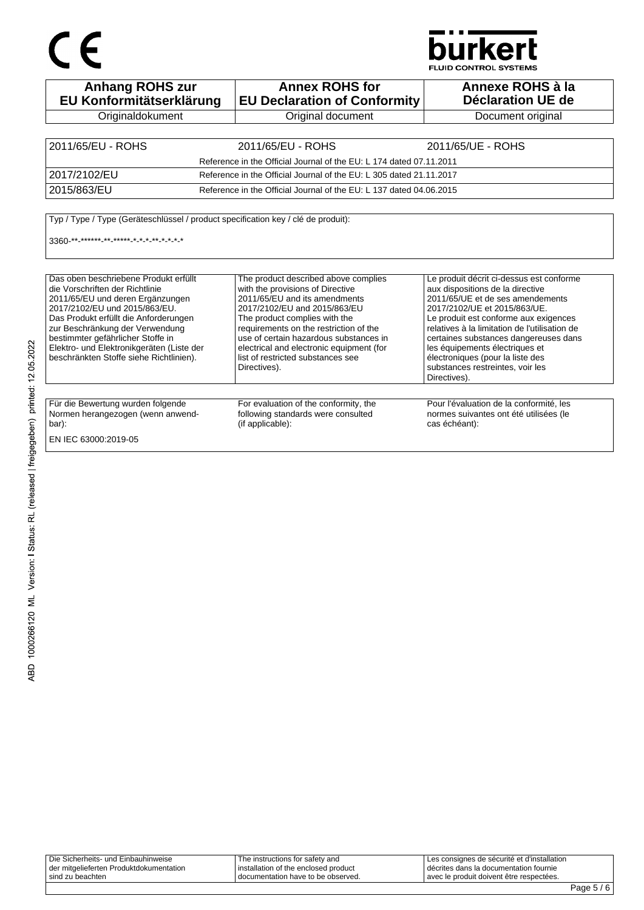CE

bürkert
FLUID CONTROL SYSTEMS

| Anhang ROHS zur EU Konformitätserklärung | Annex ROHS for EU Declaration of Conformity | Annexe ROHS à la Déclaration UE de |
| --- | --- | --- |
| Originaldokument | Original document | Document original |

| 2011/65/EU - ROHS | 2011/65/EU - ROHS | 2011/65/UE - ROHS |
| --- | --- | --- |
| | Reference in the Official Journal of the EU: L 174 dated 07.11.2011 | |
| 2017/2102/EU | Reference in the Official Journal of the EU: L 305 dated 21.11.2017 | |
| 2015/863/EU | Reference in the Official Journal of the EU: L 137 dated 04.06.2015 | |

Typ / Type / Type (Geräteschlüssel / product specification key / clé de produit):

3360-**-******-**-*****-*-*-*-**-*-*-*-*

| Das oben beschriebene Produkt erfüllt die Vorschriften der Richtlinie 2011/65/EU und deren Ergänzungen 2017/2102/EU und 2015/863/EU. Das Produkt erfüllt die Anforderungen zur Beschränkung der Verwendung bestimmter gefährlicher Stoffe in Elektro- und Elektronikgeräten (Liste der beschränkten Stoffe siehe Richtlinien). | The product described above complies with the provisions of Directive 2011/65/EU and its amendments 2017/2102/EU and 2015/863/EU The product complies with the requirements on the restriction of the use of certain hazardous substances in electrical and electronic equipment (for list of restricted substances see Directives). | Le produit décrit ci-dessus est conforme aux dispositions de la directive 2011/65/UE et de ses amendements 2017/2102/UE et 2015/863/UE. Le produit est conforme aux exigences relatives à la limitation de l'utilisation de certaines substances dangereuses dans les équipements électriques et électroniques (pour la liste des substances restreintes, voir les Directives). |
| --- | --- | --- |

| Für die Bewertung wurden folgende Normen herangezogen (wenn anwendbar): | For evaluation of the conformity, the following standards were consulted (if applicable): | Pour l'évaluation de la conformité, les normes suivantes ont été utilisées (le cas échéant): |
| --- | --- | --- |
| EN IEC 63000:2019-05 | | |

ABD 1000266120 ML Version: I Status: RL (released | freigegeben) printed: 12.05.2022

| Die Sicherheits- und Einbauhinweise der mitgelieferten Produktdokumentation sind zu beachten | The instructions for safety and installation of the enclosed product documentation have to be observed. | Les consignes de sécurité et d'installation décrites dans la documentation fournie avec le produit doivent être respectées. |
| --- | --- | --- |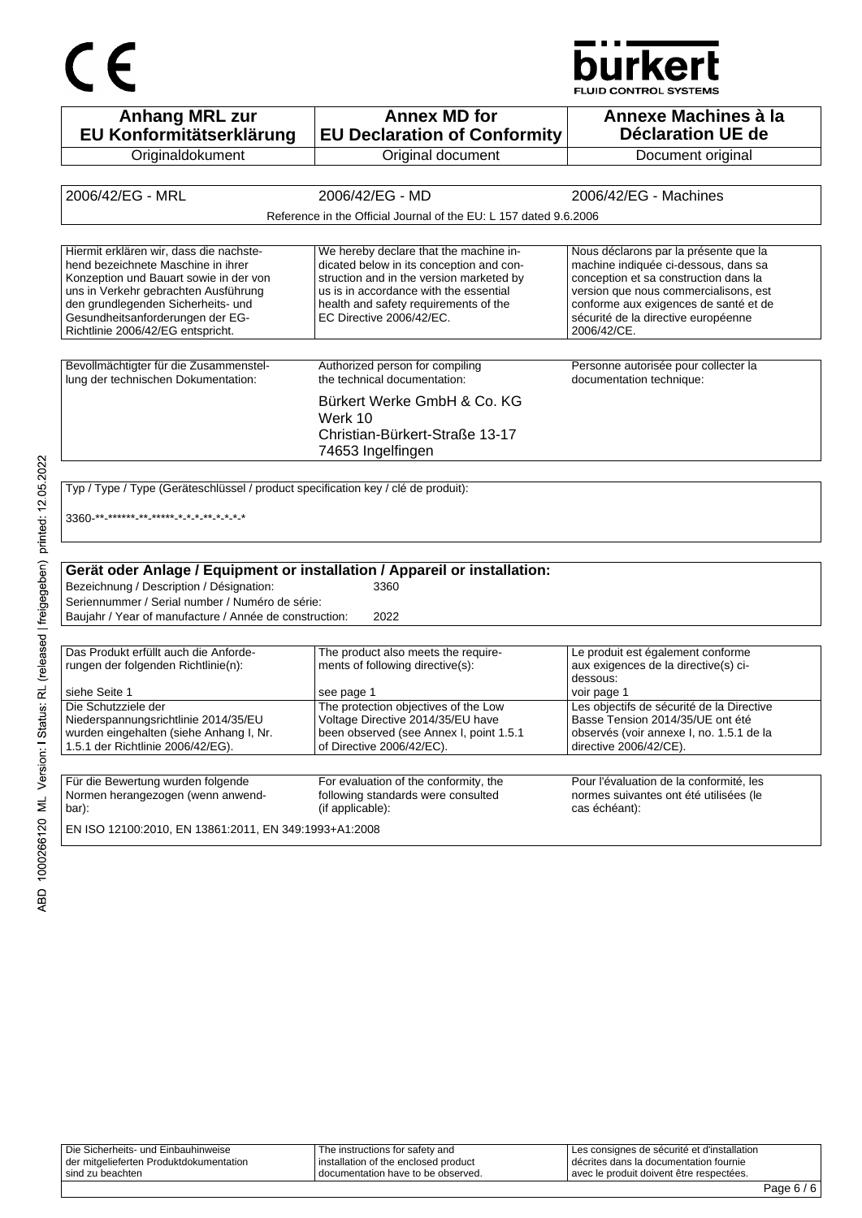| Anhang MRL zur EU Konformitätserklärung | Annex MD for EU Declaration of Conformity | Annexe Machines à la Déclaration UE de |
|---|---|---|
| Originaldokument | Original document | Document original |

| 2006/42/EG - MRL | 2006/42/EG - MD | 2006/42/EG - Machines |
|---|---|---|
| Reference in the Official Journal of the EU: L 157 dated 9.6.2006 | | |

| | | |
|---|---|---|
| Hiermit erklären wir, dass die nachstehend bezeichnete Maschine in ihrer Konzeption und Bauart sowie in der von uns in Verkehr gebrachten Ausführung den grundlegenden Sicherheits- und Gesundheitsanforderungen der EG-Richtlinie 2006/42/EG entspricht. | We hereby declare that the machine indicated below in its conception and construction and in the version marketed by us is in accordance with the essential health and safety requirements of the EC Directive 2006/42/EC. | Nous déclarons par la présente que la machine indiquée ci-dessous, dans sa conception et sa construction dans la version que nous commercialisons, est conforme aux exigences de santé et de sécurité de la directive européenne 2006/42/CE. |

| | | |
|---|---|---|
| Bevollmächtigter für die Zusammenstellung der technischen Dokumentation: | Authorized person for compiling the technical documentation: | Personne autorisée pour collecter la documentation technique: |
| | Bürkert Werke GmbH & Co. KG<br>Werk 10<br>Christian-Bürkert-Straße 13-17<br>74653 Ingelfingen | |

Typ / Type / Type (Geräteschlüssel / product specification key / clé de produit):

3360-**-******-**-*****-*-*-*-**-*-*-*-*

**Gerät oder Anlage / Equipment or installation / Appareil or installation:**

| | |
|---|---|
| Bezeichnung / Description / Désignation: | 3360 |
| Seriennummer / Serial number / Numéro de série: | |
| Baujahr / Year of manufacture / Année de construction: | 2022 |

| | | |
|---|---|---|
| Das Produkt erfüllt auch die Anforderungen der folgenden Richtlinie(n): | The product also meets the requirements of following directive(s): | Le produit est également conforme aux exigences de la directive(s) ci-dessous: |
| siehe Seite 1 | see page 1 | voir page 1 |
| Die Schutzziele der Niederspannungsrichtlinie 2014/35/EU wurden eingehalten (siehe Anhang I, Nr. 1.5.1 der Richtlinie 2006/42/EG). | The protection objectives of the Low Voltage Directive 2014/35/EU have been observed (see Annex I, point 1.5.1 of Directive 2006/42/EC). | Les objectifs de sécurité de la Directive Basse Tension 2014/35/UE ont été observés (voir annexe I, no. 1.5.1 de la directive 2006/42/CE). |

| | | |
|---|---|---|
| Für die Bewertung wurden folgende Normen herangezogen (wenn anwendbar): | For evaluation of the conformity, the following standards were consulted (if applicable): | Pour l'évaluation de la conformité, les normes suivantes ont été utilisées (le cas échéant): |

EN ISO 12100:2010, EN 13861:2011, EN 349:1993+A1:2008

| | | |
|---|---|---|
| Die Sicherheits- und Einbauhinweise der mitgelieferten Produktdokumentation sind zu beachten | The instructions for safety and installation of the enclosed product documentation have to be observed. | Les consignes de sécurité et d'installation décrites dans la documentation fournie avec le produit doivent être respectées. |